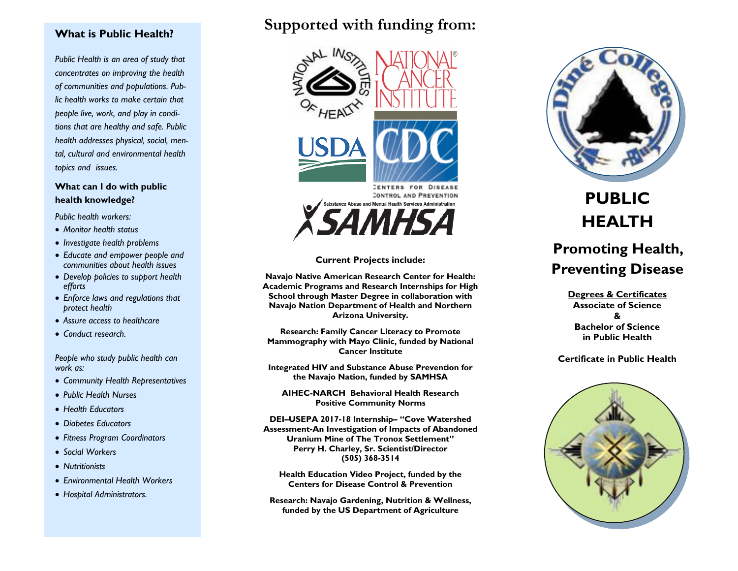## What is Public Health?

*Public Health is an area of study that concentrates on improving the health of communities and populations. Public health works to make certain that people live, work, and play in conditions that are healthy and safe. Public health addresses physical, social, mental, cultural and environmental health topics and issues.*

### What can I do with public health knowledge?

*Public health workers:*

- *Monitor health status*
- *Investigate health problems*
- *Educate and empower people and communities about health issues*
- *Develop policies to support health efforts*
- *Enforce laws and regulations that protect health*
- *Assure access to healthcare*
- *Conduct research.*

*People who study public health can work as:*

- *Community Health Representatives*
- *Public Health Nurses*
- *Health Educators*
- *Diabetes Educators*
- *Fitness Program Coordinators*
- *Social Workers*
- *Nutritionists*
- *Environmental Health Workers*
- *Hospital Administrators.*

# Supported with funding from:

National Institutes of Health

National Cancer Institute

USDA

CDC — Centers for Disease Control and Prevention

SAMHSA — Substance Abuse and Mental Health Services Administration

**Current Projects include:**

**Navajo Native American Research Center for Health: Academic Programs and Research Internships for High School through Master Degree in collaboration with Navajo Nation Department of Health and Northern Arizona University.**

**Research: Family Cancer Literacy to Promote Mammography with Mayo Clinic, funded by National Cancer Institute**

**Integrated HIV and Substance Abuse Prevention for the Navajo Nation, funded by SAMHSA**

**AIHEC-NARCH Behavioral Health Research Positive Community Norms**

**DEI–USEPA 2017-18 Internship– "Cove Watershed Assessment-An Investigation of Impacts of Abandoned Uranium Mine of The Tronox Settlement" Perry H. Charley, Sr. Scientist/Director (505) 368-3514**

**Health Education Video Project, funded by the Centers for Disease Control & Prevention**

**Research: Navajo Gardening, Nutrition & Wellness, funded by the US Department of Agriculture**

Diné College

# PUBLIC HEALTH

## Promoting Health, Preventing Disease

**Degrees & Certificates**
**Associate of Science**
**&**
**Bachelor of Science in Public Health**

**Certificate in Public Health**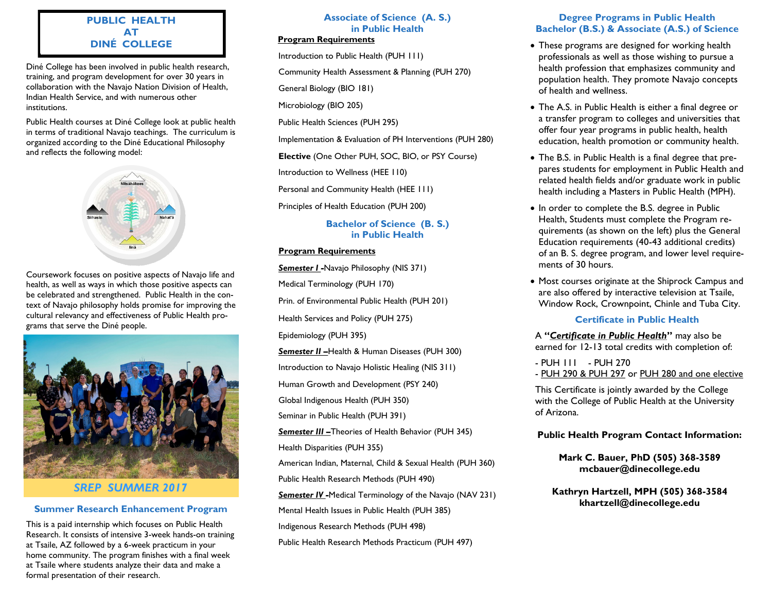# PUBLIC HEALTH AT DINÉ COLLEGE

Diné College has been involved in public health research, training, and program development for over 30 years in collaboration with the Navajo Nation Division of Health, Indian Health Service, and with numerous other institutions.

Public Health courses at Diné College look at public health in terms of traditional Navajo teachings. The curriculum is organized according to the Diné Educational Philosophy and reflects the following model:

Nitsáhákees

Siihasin

Nahat'á

Iiná

Coursework focuses on positive aspects of Navajo life and health, as well as ways in which those positive aspects can be celebrated and strengthened. Public Health in the context of Navajo philosophy holds promise for improving the cultural relevancy and effectiveness of Public Health programs that serve the Diné people.

*SREP SUMMER 2017*

## Summer Research Enhancement Program

This is a paid internship which focuses on Public Health Research. It consists of intensive 3-week hands-on training at Tsaile, AZ followed by a 6-week practicum in your home community. The program finishes with a final week at Tsaile where students analyze their data and make a formal presentation of their research.

## Associate of Science (A. S.) in Public Health

**Program Requirements**

Introduction to Public Health (PUH 111)

Community Health Assessment & Planning (PUH 270)

General Biology (BIO 181)

Microbiology (BIO 205)

Public Health Sciences (PUH 295)

Implementation & Evaluation of PH Interventions (PUH 280)

**Elective** (One Other PUH, SOC, BIO, or PSY Course)

Introduction to Wellness (HEE 110)

Personal and Community Health (HEE 111)

Principles of Health Education (PUH 200)

## Bachelor of Science (B. S.) in Public Health

**Program Requirements**

***Semester I*** -Navajo Philosophy (NIS 371)

Medical Terminology (PUH 170)

Prin. of Environmental Public Health (PUH 201)

Health Services and Policy (PUH 275)

Epidemiology (PUH 395)

***Semester II*** –Health & Human Diseases (PUH 300)

Introduction to Navajo Holistic Healing (NIS 311)

Human Growth and Development (PSY 240)

Global Indigenous Health (PUH 350)

Seminar in Public Health (PUH 391)

***Semester III*** –Theories of Health Behavior (PUH 345)

Health Disparities (PUH 355)

American Indian, Maternal, Child & Sexual Health (PUH 360)

Public Health Research Methods (PUH 490)

***Semester IV*** -Medical Terminology of the Navajo (NAV 231)

Mental Health Issues in Public Health (PUH 385)

Indigenous Research Methods (PUH 498)

Public Health Research Methods Practicum (PUH 497)

## Degree Programs in Public Health Bachelor (B.S.) & Associate (A.S.) of Science

- These programs are designed for working health professionals as well as those wishing to pursue a health profession that emphasizes community and population health. They promote Navajo concepts of health and wellness.
- The A.S. in Public Health is either a final degree or a transfer program to colleges and universities that offer four year programs in public health, health education, health promotion or community health.
- The B.S. in Public Health is a final degree that prepares students for employment in Public Health and related health fields and/or graduate work in public health including a Masters in Public Health (MPH).
- In order to complete the B.S. degree in Public Health, Students must complete the Program requirements (as shown on the left) plus the General Education requirements (40-43 additional credits) of an B. S. degree program, and lower level requirements of 30 hours.
- Most courses originate at the Shiprock Campus and are also offered by interactive television at Tsaile, Window Rock, Crownpoint, Chinle and Tuba City.

## Certificate in Public Health

A **"*Certificate in Public Health*"** may also be earned for 12-13 total credits with completion of:

- PUH 111 - PUH 270
- PUH 290 & PUH 297 or PUH 280 and one elective

This Certificate is jointly awarded by the College with the College of Public Health at the University of Arizona.

**Public Health Program Contact Information:**

**Mark C. Bauer, PhD (505) 368-3589**
**mcbauer@dinecollege.edu**

**Kathryn Hartzell, MPH (505) 368-3584**
**khartzell@dinecollege.edu**